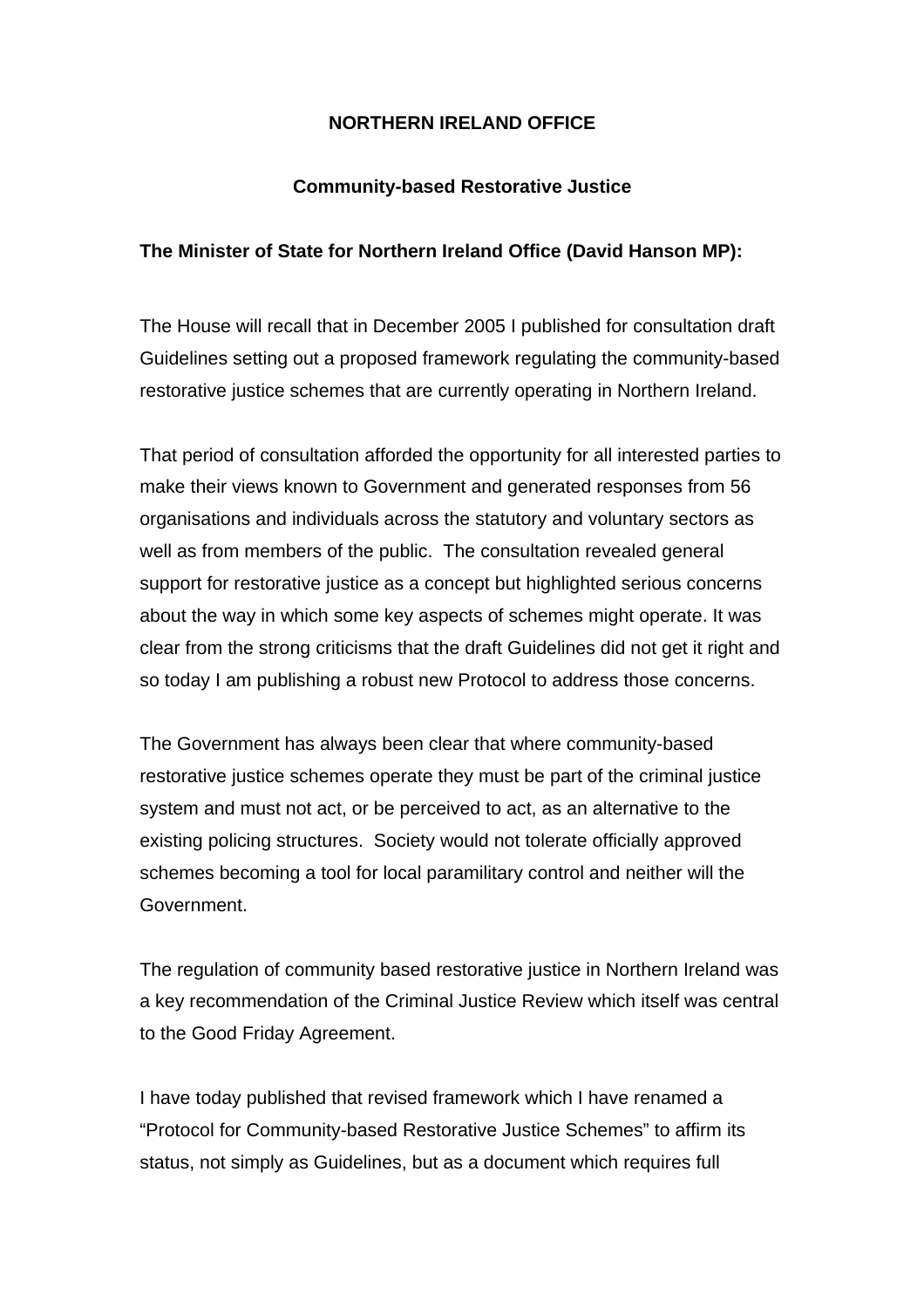# NORTHERN IRELAND OFFICE

## Community-based Restorative Justice

**The Minister of State for Northern Ireland Office (David Hanson MP):**

The House will recall that in December 2005 I published for consultation draft Guidelines setting out a proposed framework regulating the community-based restorative justice schemes that are currently operating in Northern Ireland.

That period of consultation afforded the opportunity for all interested parties to make their views known to Government and generated responses from 56 organisations and individuals across the statutory and voluntary sectors as well as from members of the public. The consultation revealed general support for restorative justice as a concept but highlighted serious concerns about the way in which some key aspects of schemes might operate. It was clear from the strong criticisms that the draft Guidelines did not get it right and so today I am publishing a robust new Protocol to address those concerns.

The Government has always been clear that where community-based restorative justice schemes operate they must be part of the criminal justice system and must not act, or be perceived to act, as an alternative to the existing policing structures. Society would not tolerate officially approved schemes becoming a tool for local paramilitary control and neither will the Government.

The regulation of community based restorative justice in Northern Ireland was a key recommendation of the Criminal Justice Review which itself was central to the Good Friday Agreement.

I have today published that revised framework which I have renamed a "Protocol for Community-based Restorative Justice Schemes" to affirm its status, not simply as Guidelines, but as a document which requires full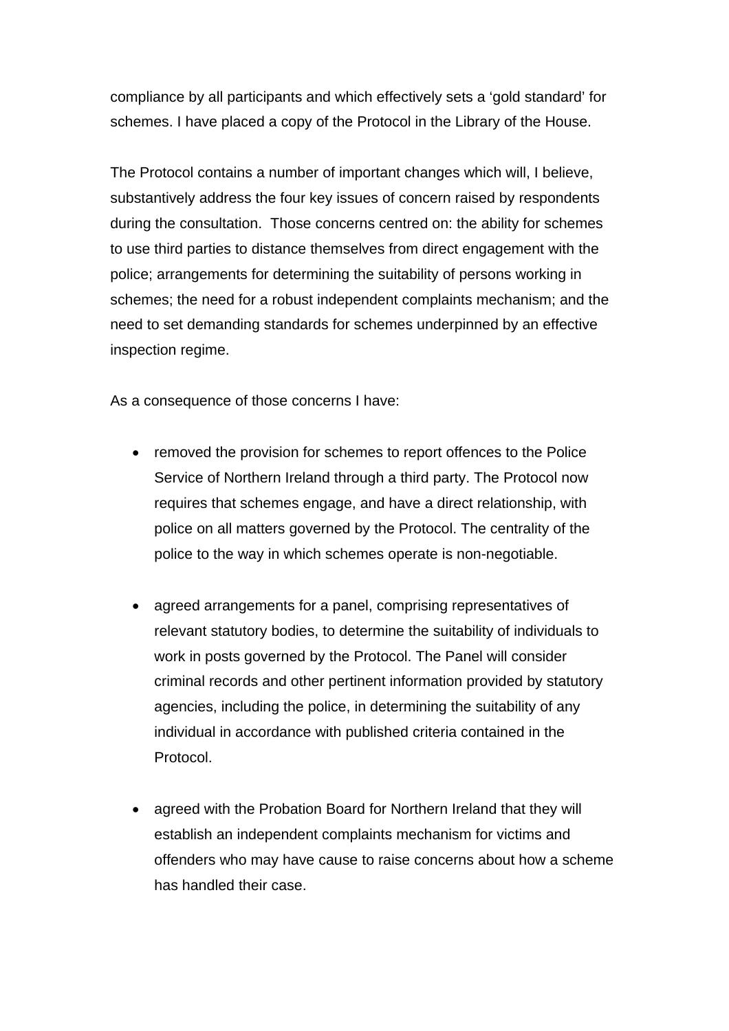compliance by all participants and which effectively sets a 'gold standard' for schemes. I have placed a copy of the Protocol in the Library of the House.

The Protocol contains a number of important changes which will, I believe, substantively address the four key issues of concern raised by respondents during the consultation. Those concerns centred on: the ability for schemes to use third parties to distance themselves from direct engagement with the police; arrangements for determining the suitability of persons working in schemes; the need for a robust independent complaints mechanism; and the need to set demanding standards for schemes underpinned by an effective inspection regime.

As a consequence of those concerns I have:

- removed the provision for schemes to report offences to the Police Service of Northern Ireland through a third party. The Protocol now requires that schemes engage, and have a direct relationship, with police on all matters governed by the Protocol. The centrality of the police to the way in which schemes operate is non-negotiable.

- agreed arrangements for a panel, comprising representatives of relevant statutory bodies, to determine the suitability of individuals to work in posts governed by the Protocol. The Panel will consider criminal records and other pertinent information provided by statutory agencies, including the police, in determining the suitability of any individual in accordance with published criteria contained in the Protocol.

- agreed with the Probation Board for Northern Ireland that they will establish an independent complaints mechanism for victims and offenders who may have cause to raise concerns about how a scheme has handled their case.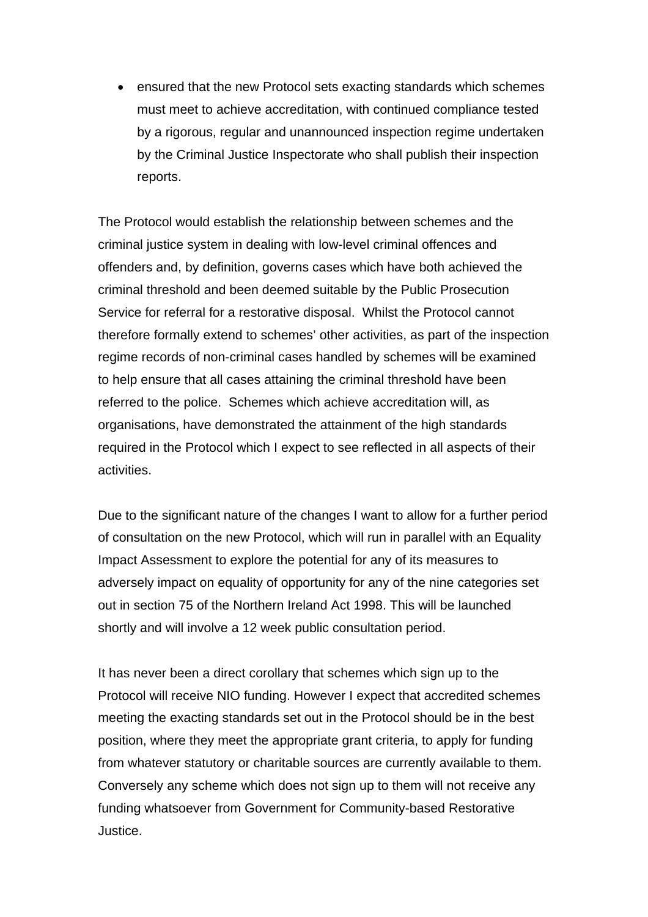- ensured that the new Protocol sets exacting standards which schemes must meet to achieve accreditation, with continued compliance tested by a rigorous, regular and unannounced inspection regime undertaken by the Criminal Justice Inspectorate who shall publish their inspection reports.

The Protocol would establish the relationship between schemes and the criminal justice system in dealing with low-level criminal offences and offenders and, by definition, governs cases which have both achieved the criminal threshold and been deemed suitable by the Public Prosecution Service for referral for a restorative disposal. Whilst the Protocol cannot therefore formally extend to schemes' other activities, as part of the inspection regime records of non-criminal cases handled by schemes will be examined to help ensure that all cases attaining the criminal threshold have been referred to the police. Schemes which achieve accreditation will, as organisations, have demonstrated the attainment of the high standards required in the Protocol which I expect to see reflected in all aspects of their activities.

Due to the significant nature of the changes I want to allow for a further period of consultation on the new Protocol, which will run in parallel with an Equality Impact Assessment to explore the potential for any of its measures to adversely impact on equality of opportunity for any of the nine categories set out in section 75 of the Northern Ireland Act 1998. This will be launched shortly and will involve a 12 week public consultation period.

It has never been a direct corollary that schemes which sign up to the Protocol will receive NIO funding. However I expect that accredited schemes meeting the exacting standards set out in the Protocol should be in the best position, where they meet the appropriate grant criteria, to apply for funding from whatever statutory or charitable sources are currently available to them. Conversely any scheme which does not sign up to them will not receive any funding whatsoever from Government for Community-based Restorative Justice.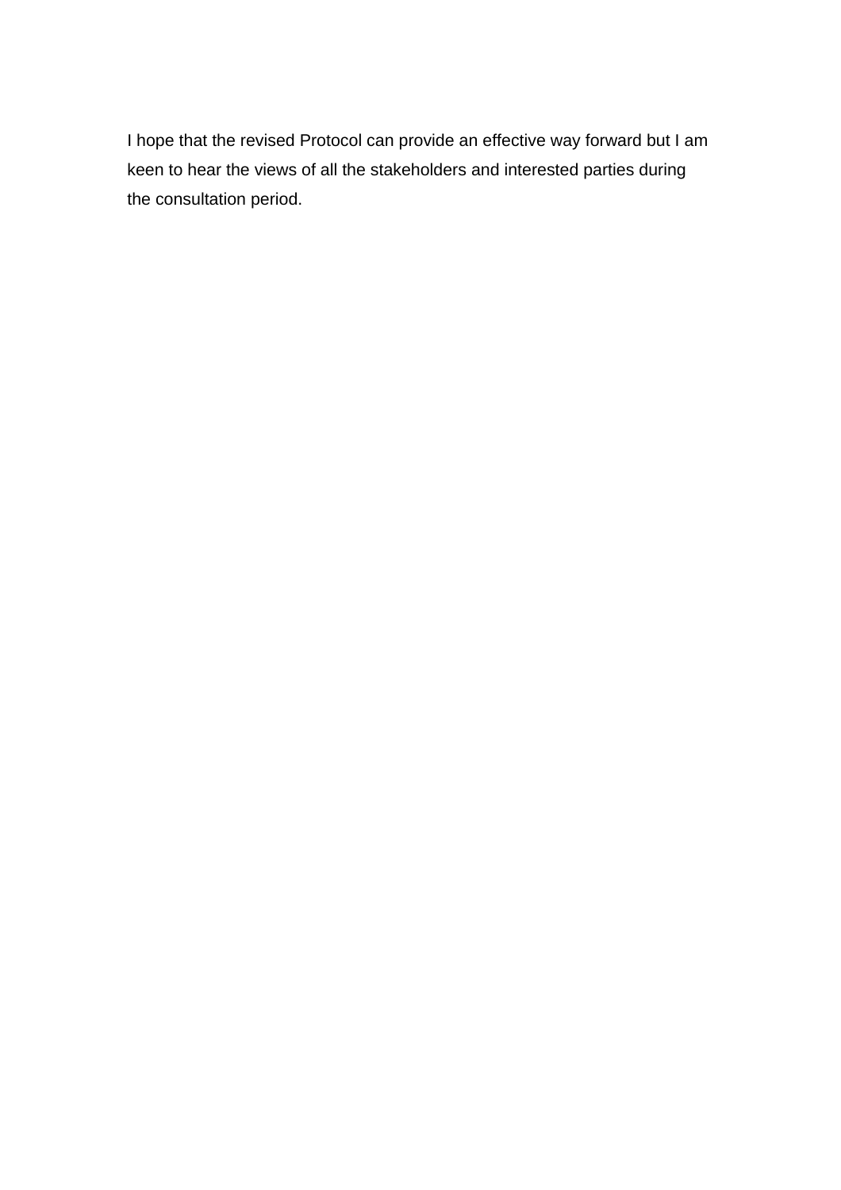I hope that the revised Protocol can provide an effective way forward but I am keen to hear the views of all the stakeholders and interested parties during the consultation period.